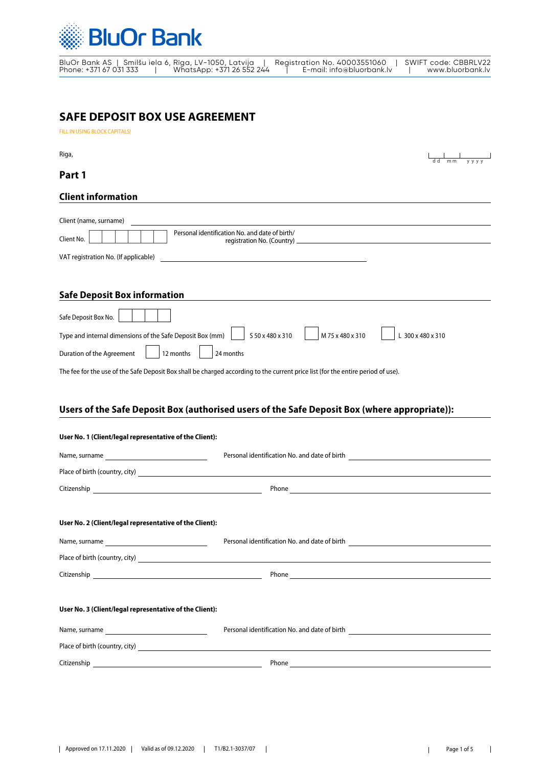# BluOr Bank

BluOr Bank AS | Smilšu iela 6, Riga, LV-1050, Latvija | Registration No. 40003551060 | SWIFT code: CBBRLV22
Phone: +371 67 031 333 | WhatsApp: +371 26 552 244 | E-mail: info@bluorbank.lv | www.bluorbank.lv

## SAFE DEPOSIT BOX USE AGREEMENT

FILL IN USING BLOCK CAPITALS!

Riga, ____ dd mm yyyy

## Part 1

### Client information

Client (name, surname) ______________________________

Client No. ☐☐☐☐☐☐ Personal identification No. and date of birth/ registration No. (Country) ______________________________

VAT registration No. (If applicable) ______________________________

### Safe Deposit Box information

Safe Deposit Box No. ☐☐☐☐

Type and internal dimensions of the Safe Deposit Box (mm) ☐ S 50 x 480 x 310 ☐ M 75 x 480 x 310 ☐ L 300 x 480 x 310

Duration of the Agreement ☐ 12 months ☐ 24 months

The fee for the use of the Safe Deposit Box shall be charged according to the current price list (for the entire period of use).

### Users of the Safe Deposit Box (authorised users of the Safe Deposit Box (where appropriate)):

**User No. 1 (Client/legal representative of the Client):**

Name, surname ______________________________ Personal identification No. and date of birth ______________________________

Place of birth (country, city) ______________________________

Citizenship ______________________________ Phone ______________________________

**User No. 2 (Client/legal representative of the Client):**

Name, surname ______________________________ Personal identification No. and date of birth ______________________________

Place of birth (country, city) ______________________________

Citizenship ______________________________ Phone ______________________________

**User No. 3 (Client/legal representative of the Client):**

Name, surname ______________________________ Personal identification No. and date of birth ______________________________

Place of birth (country, city) ______________________________

Citizenship ______________________________ Phone ______________________________

Approved on 17.11.2020 | Valid as of 09.12.2020 | T1/B2.1-3037/07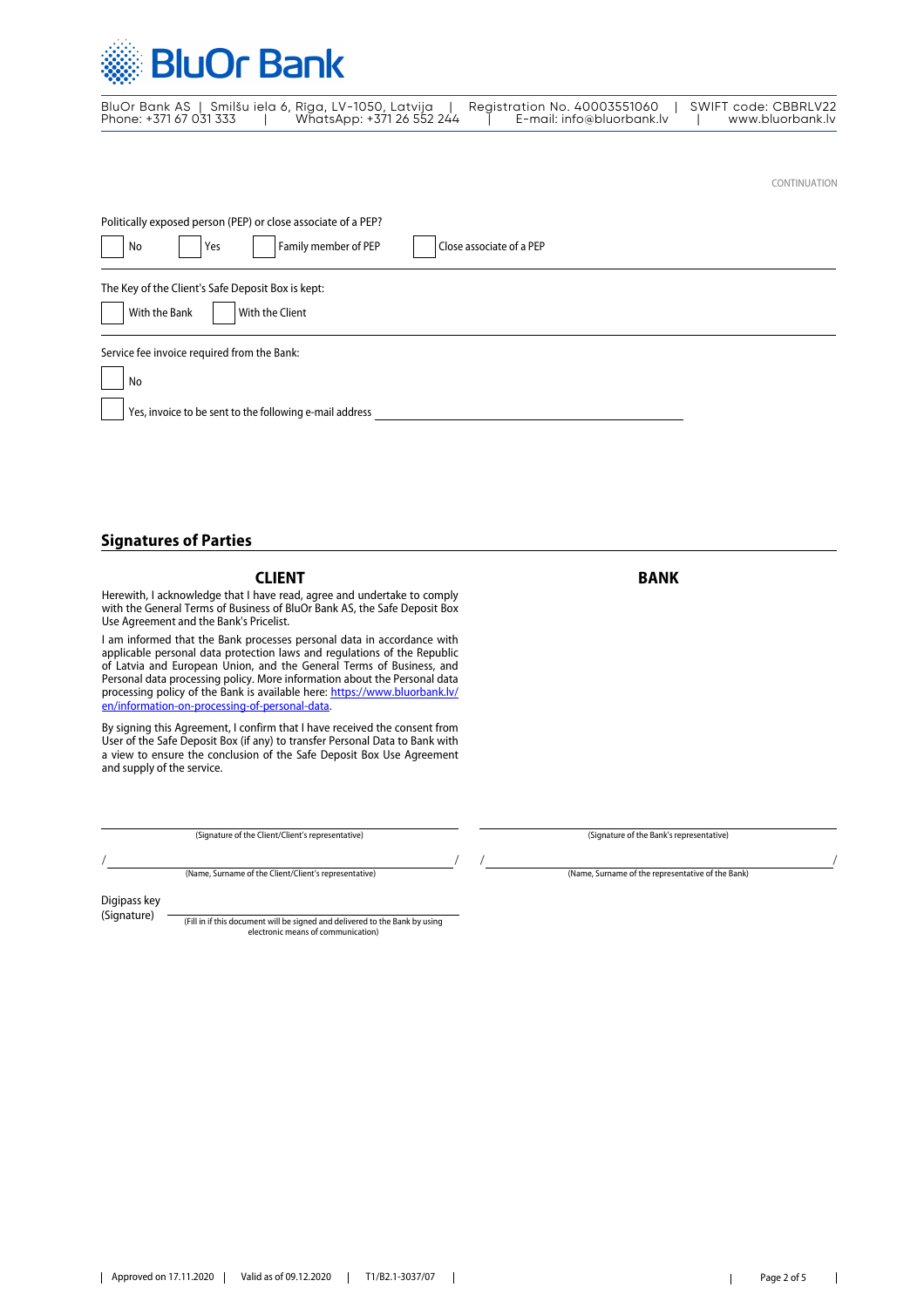CONTINUATION

Politically exposed person (PEP) or close associate of a PEP?

☐ No ☐ Yes ☐ Family member of PEP ☐ Close associate of a PEP

---

The Key of the Client's Safe Deposit Box is kept:

☐ With the Bank ☐ With the Client

---

Service fee invoice required from the Bank:

☐ No

☐ Yes, invoice to be sent to the following e-mail address ______________________________

## Signatures of Parties

### CLIENT

Herewith, I acknowledge that I have read, agree and undertake to comply with the General Terms of Business of BluOr Bank AS, the Safe Deposit Box Use Agreement and the Bank's Pricelist.

I am informed that the Bank processes personal data in accordance with applicable personal data protection laws and regulations of the Republic of Latvia and European Union, and the General Terms of Business, and Personal data processing policy. More information about the Personal data processing policy of the Bank is available here: [https://www.bluorbank.lv/en/information-on-processing-of-personal-data](https://www.bluorbank.lv/en/information-on-processing-of-personal-data).

By signing this Agreement, I confirm that I have received the consent from User of the Safe Deposit Box (if any) to transfer Personal Data to Bank with a view to ensure the conclusion of the Safe Deposit Box Use Agreement and supply of the service.

______________________________
(Signature of the Client/Client's representative)

/ ______________________________ /
(Name, Surname of the Client/Client's representative)

Digipass key
(Signature) ______________________________
(Fill in if this document will be signed and delivered to the Bank by using electronic means of communication)

### BANK

______________________________
(Signature of the Bank's representative)

/ ______________________________ /
(Name, Surname of the representative of the Bank)

Approved on 17.11.2020 | Valid as of 09.12.2020 | T1/B2.1-3037/07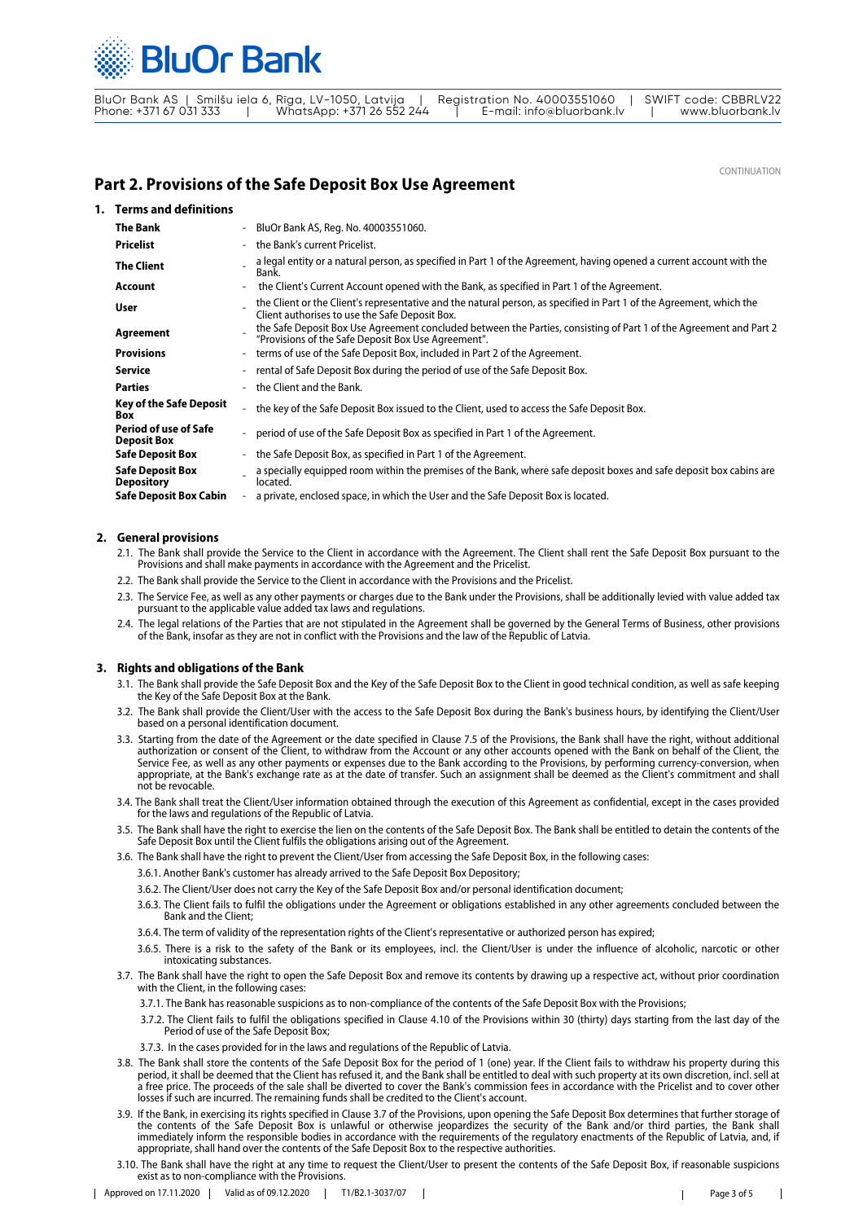CONTINUATION

## Part 2. Provisions of the Safe Deposit Box Use Agreement

### 1. Terms and definitions

| | |
|---|---|
| **The Bank** | - BluOr Bank AS, Reg. No. 40003551060. |
| **Pricelist** | - the Bank's current Pricelist. |
| **The Client** | - a legal entity or a natural person, as specified in Part 1 of the Agreement, having opened a current account with the Bank. |
| **Account** | - the Client's Current Account opened with the Bank, as specified in Part 1 of the Agreement. |
| **User** | - the Client or the Client's representative and the natural person, as specified in Part 1 of the Agreement, which the Client authorises to use the Safe Deposit Box. |
| **Agreement** | - the Safe Deposit Box Use Agreement concluded between the Parties, consisting of Part 1 of the Agreement and Part 2 "Provisions of the Safe Deposit Box Use Agreement". |
| **Provisions** | - terms of use of the Safe Deposit Box, included in Part 2 of the Agreement. |
| **Service** | - rental of Safe Deposit Box during the period of use of the Safe Deposit Box. |
| **Parties** | - the Client and the Bank. |
| **Key of the Safe Deposit Box** | - the key of the Safe Deposit Box issued to the Client, used to access the Safe Deposit Box. |
| **Period of use of Safe Deposit Box** | - period of use of the Safe Deposit Box as specified in Part 1 of the Agreement. |
| **Safe Deposit Box** | - the Safe Deposit Box, as specified in Part 1 of the Agreement. |
| **Safe Deposit Box Depository** | - a specially equipped room within the premises of the Bank, where safe deposit boxes and safe deposit box cabins are located. |
| **Safe Deposit Box Cabin** | - a private, enclosed space, in which the User and the Safe Deposit Box is located. |

### 2. General provisions

2.1. The Bank shall provide the Service to the Client in accordance with the Agreement. The Client shall rent the Safe Deposit Box pursuant to the Provisions and shall make payments in accordance with the Agreement and the Pricelist.

2.2. The Bank shall provide the Service to the Client in accordance with the Provisions and the Pricelist.

2.3. The Service Fee, as well as any other payments or charges due to the Bank under the Provisions, shall be additionally levied with value added tax pursuant to the applicable value added tax laws and regulations.

2.4. The legal relations of the Parties that are not stipulated in the Agreement shall be governed by the General Terms of Business, other provisions of the Bank, insofar as they are not in conflict with the Provisions and the law of the Republic of Latvia.

### 3. Rights and obligations of the Bank

3.1. The Bank shall provide the Safe Deposit Box and the Key of the Safe Deposit Box to the Client in good technical condition, as well as safe keeping the Key of the Safe Deposit Box at the Bank.

3.2. The Bank shall provide the Client/User with the access to the Safe Deposit Box during the Bank's business hours, by identifying the Client/User based on a personal identification document.

3.3. Starting from the date of the Agreement or the date specified in Clause 7.5 of the Provisions, the Bank shall have the right, without additional authorization or consent of the Client, to withdraw from the Account or any other accounts opened with the Bank on behalf of the Client, the Service Fee, as well as any other payments or expenses due to the Bank according to the Provisions, by performing currency-conversion, when appropriate, at the Bank's exchange rate as at the date of transfer. Such an assignment shall be deemed as the Client's commitment and shall not be revocable.

3.4. The Bank shall treat the Client/User information obtained through the execution of this Agreement as confidential, except in the cases provided for the laws and regulations of the Republic of Latvia.

3.5. The Bank shall have the right to exercise the lien on the contents of the Safe Deposit Box. The Bank shall be entitled to detain the contents of the Safe Deposit Box until the Client fulfils the obligations arising out of the Agreement.

3.6. The Bank shall have the right to prevent the Client/User from accessing the Safe Deposit Box, in the following cases:

3.6.1. Another Bank's customer has already arrived to the Safe Deposit Box Depository;

3.6.2. The Client/User does not carry the Key of the Safe Deposit Box and/or personal identification document;

3.6.3. The Client fails to fulfil the obligations under the Agreement or obligations established in any other agreements concluded between the Bank and the Client;

3.6.4. The term of validity of the representation rights of the Client's representative or authorized person has expired;

3.6.5. There is a risk to the safety of the Bank or its employees, incl. the Client/User is under the influence of alcoholic, narcotic or other intoxicating substances.

3.7. The Bank shall have the right to open the Safe Deposit Box and remove its contents by drawing up a respective act, without prior coordination with the Client, in the following cases:

3.7.1. The Bank has reasonable suspicions as to non-compliance of the contents of the Safe Deposit Box with the Provisions;

3.7.2. The Client fails to fulfil the obligations specified in Clause 4.10 of the Provisions within 30 (thirty) days starting from the last day of the Period of use of the Safe Deposit Box;

3.7.3. In the cases provided for in the laws and regulations of the Republic of Latvia.

3.8. The Bank shall store the contents of the Safe Deposit Box for the period of 1 (one) year. If the Client fails to withdraw his property during this period, it shall be deemed that the Client has refused it, and the Bank shall be entitled to deal with such property at its own discretion, incl. sell at a free price. The proceeds of the sale shall be diverted to cover the Bank's commission fees in accordance with the Pricelist and to cover other losses if such are incurred. The remaining funds shall be credited to the Client's account.

3.9. If the Bank, in exercising its rights specified in Clause 3.7 of the Provisions, upon opening the Safe Deposit Box determines that further storage of the contents of the Safe Deposit Box is unlawful or otherwise jeopardizes the security of the Bank and/or third parties, the Bank shall immediately inform the responsible bodies in accordance with the requirements of the regulatory enactments of the Republic of Latvia, and, if appropriate, shall hand over the contents of the Safe Deposit Box to the respective authorities.

3.10. The Bank shall have the right at any time to request the Client/User to present the contents of the Safe Deposit Box, if reasonable suspicions exist as to non-compliance with the Provisions.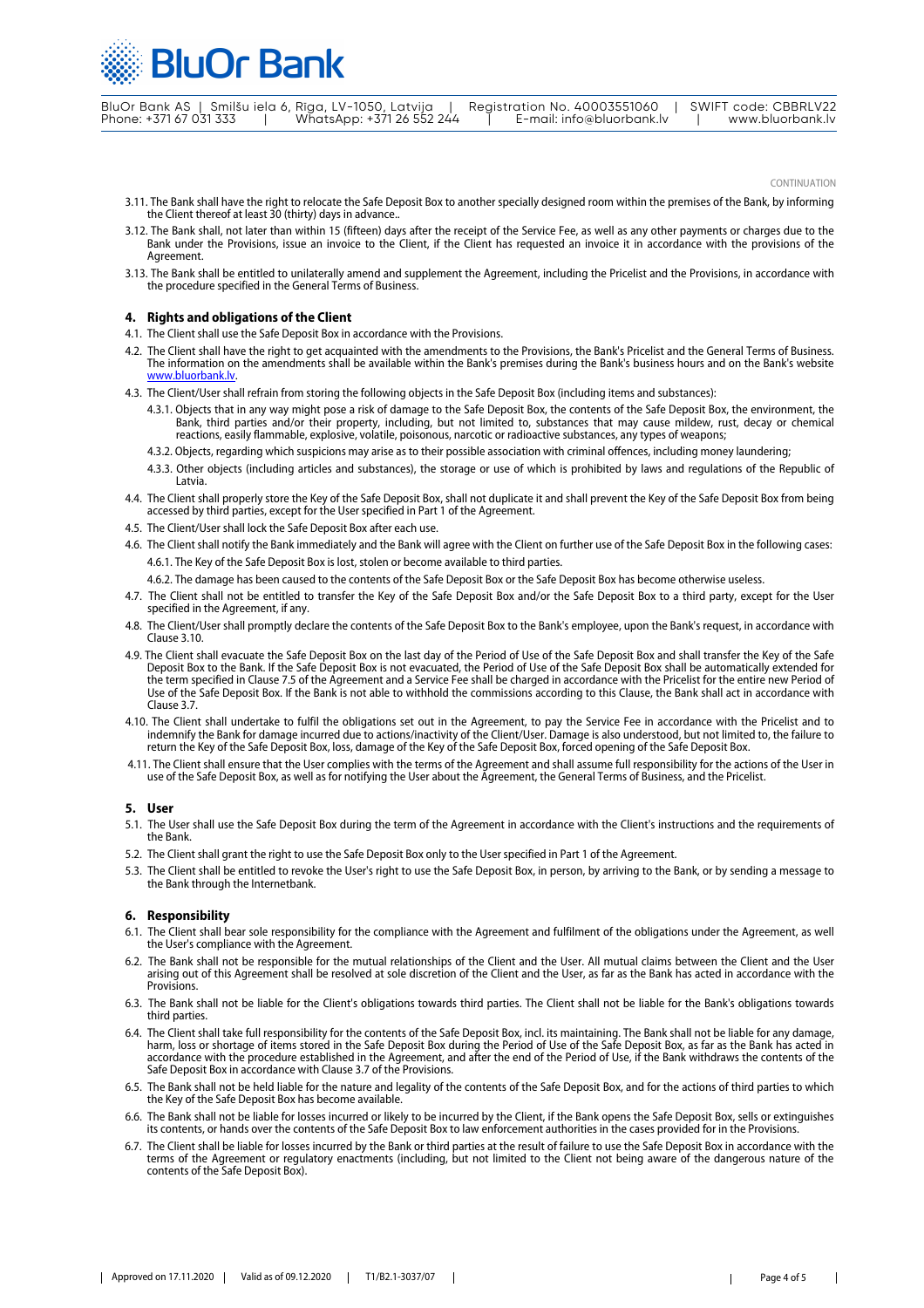CONTINUATION

3.11. The Bank shall have the right to relocate the Safe Deposit Box to another specially designed room within the premises of the Bank, by informing the Client thereof at least 30 (thirty) days in advance..

3.12. The Bank shall, not later than within 15 (fifteen) days after the receipt of the Service Fee, as well as any other payments or charges due to the Bank under the Provisions, issue an invoice to the Client, if the Client has requested an invoice it in accordance with the provisions of the Agreement.

3.13. The Bank shall be entitled to unilaterally amend and supplement the Agreement, including the Pricelist and the Provisions, in accordance with the procedure specified in the General Terms of Business.

## 4. Rights and obligations of the Client

4.1. The Client shall use the Safe Deposit Box in accordance with the Provisions.

4.2. The Client shall have the right to get acquainted with the amendments to the Provisions, the Bank's Pricelist and the General Terms of Business. The information on the amendments shall be available within the Bank's premises during the Bank's business hours and on the Bank's website www.bluorbank.lv.

4.3. The Client/User shall refrain from storing the following objects in the Safe Deposit Box (including items and substances):

4.3.1. Objects that in any way might pose a risk of damage to the Safe Deposit Box, the contents of the Safe Deposit Box, the environment, the Bank, third parties and/or their property, including, but not limited to, substances that may cause mildew, rust, decay or chemical reactions, easily flammable, explosive, volatile, poisonous, narcotic or radioactive substances, any types of weapons;

4.3.2. Objects, regarding which suspicions may arise as to their possible association with criminal offences, including money laundering;

4.3.3. Other objects (including articles and substances), the storage or use of which is prohibited by laws and regulations of the Republic of Latvia.

4.4. The Client shall properly store the Key of the Safe Deposit Box, shall not duplicate it and shall prevent the Key of the Safe Deposit Box from being accessed by third parties, except for the User specified in Part 1 of the Agreement.

4.5. The Client/User shall lock the Safe Deposit Box after each use.

4.6. The Client shall notify the Bank immediately and the Bank will agree with the Client on further use of the Safe Deposit Box in the following cases:

4.6.1. The Key of the Safe Deposit Box is lost, stolen or become available to third parties.

4.6.2. The damage has been caused to the contents of the Safe Deposit Box or the Safe Deposit Box has become otherwise useless.

4.7. The Client shall not be entitled to transfer the Key of the Safe Deposit Box and/or the Safe Deposit Box to a third party, except for the User specified in the Agreement, if any.

4.8. The Client/User shall promptly declare the contents of the Safe Deposit Box to the Bank's employee, upon the Bank's request, in accordance with Clause 3.10.

4.9. The Client shall evacuate the Safe Deposit Box on the last day of the Period of Use of the Safe Deposit Box and shall transfer the Key of the Safe Deposit Box to the Bank. If the Safe Deposit Box is not evacuated, the Period of Use of the Safe Deposit Box shall be automatically extended for the term specified in Clause 7.5 of the Agreement and a Service Fee shall be charged in accordance with the Pricelist for the entire new Period of Use of the Safe Deposit Box. If the Bank is not able to withhold the commissions according to this Clause, the Bank shall act in accordance with Clause 3.7.

4.10. The Client shall undertake to fulfil the obligations set out in the Agreement, to pay the Service Fee in accordance with the Pricelist and to indemnify the Bank for damage incurred due to actions/inactivity of the Client/User. Damage is also understood, but not limited to, the failure to return the Key of the Safe Deposit Box, loss, damage of the Key of the Safe Deposit Box, forced opening of the Safe Deposit Box.

4.11. The Client shall ensure that the User complies with the terms of the Agreement and shall assume full responsibility for the actions of the User in use of the Safe Deposit Box, as well as for notifying the User about the Agreement, the General Terms of Business, and the Pricelist.

## 5. User

5.1. The User shall use the Safe Deposit Box during the term of the Agreement in accordance with the Client's instructions and the requirements of the Bank.

5.2. The Client shall grant the right to use the Safe Deposit Box only to the User specified in Part 1 of the Agreement.

5.3. The Client shall be entitled to revoke the User's right to use the Safe Deposit Box, in person, by arriving to the Bank, or by sending a message to the Bank through the Internetbank.

## 6. Responsibility

6.1. The Client shall bear sole responsibility for the compliance with the Agreement and fulfilment of the obligations under the Agreement, as well the User's compliance with the Agreement.

6.2. The Bank shall not be responsible for the mutual relationships of the Client and the User. All mutual claims between the Client and the User arising out of this Agreement shall be resolved at sole discretion of the Client and the User, as far as the Bank has acted in accordance with the Provisions.

6.3. The Bank shall not be liable for the Client's obligations towards third parties. The Client shall not be liable for the Bank's obligations towards third parties.

6.4. The Client shall take full responsibility for the contents of the Safe Deposit Box, incl. its maintaining. The Bank shall not be liable for any damage, harm, loss or shortage of items stored in the Safe Deposit Box during the Period of Use of the Safe Deposit Box, as far as the Bank has acted in accordance with the procedure established in the Agreement, and after the end of the Period of Use, if the Bank withdraws the contents of the Safe Deposit Box in accordance with Clause 3.7 of the Provisions.

6.5. The Bank shall not be held liable for the nature and legality of the contents of the Safe Deposit Box, and for the actions of third parties to which the Key of the Safe Deposit Box has become available.

6.6. The Bank shall not be liable for losses incurred or likely to be incurred by the Client, if the Bank opens the Safe Deposit Box, sells or extinguishes its contents, or hands over the contents of the Safe Deposit Box to law enforcement authorities in the cases provided for in the Provisions.

6.7. The Client shall be liable for losses incurred by the Bank or third parties at the result of failure to use the Safe Deposit Box in accordance with the terms of the Agreement or regulatory enactments (including, but not limited to the Client not being aware of the dangerous nature of the contents of the Safe Deposit Box).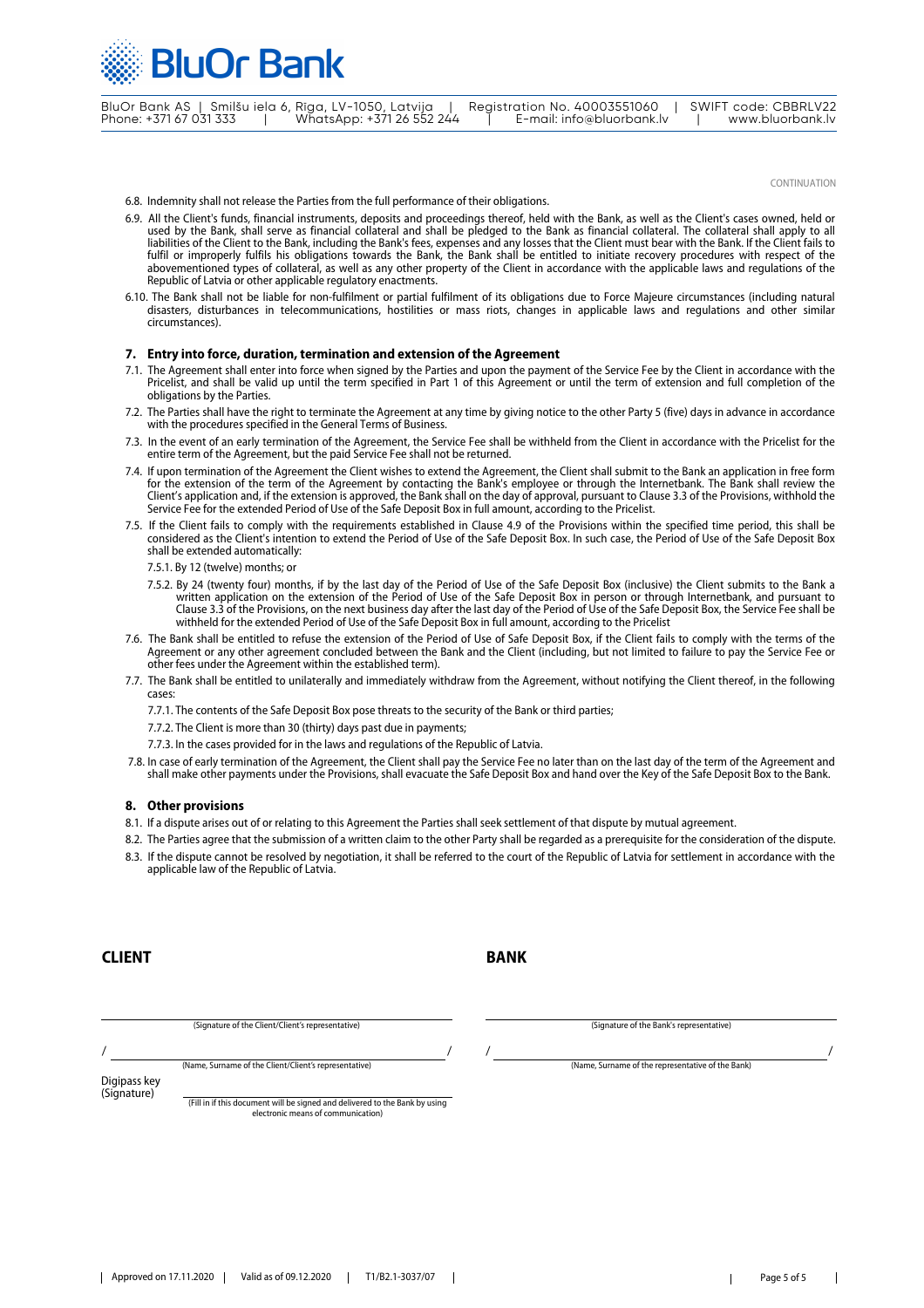CONTINUATION

6.8. Indemnity shall not release the Parties from the full performance of their obligations.

6.9. All the Client's funds, financial instruments, deposits and proceedings thereof, held with the Bank, as well as the Client's cases owned, held or used by the Bank, shall serve as financial collateral and shall be pledged to the Bank as financial collateral. The collateral shall apply to all liabilities of the Client to the Bank, including the Bank's fees, expenses and any losses that the Client must bear with the Bank. If the Client fails to fulfil or improperly fulfils his obligations towards the Bank, the Bank shall be entitled to initiate recovery procedures with respect of the abovementioned types of collateral, as well as any other property of the Client in accordance with the applicable laws and regulations of the Republic of Latvia or other applicable regulatory enactments.

6.10. The Bank shall not be liable for non-fulfilment or partial fulfilment of its obligations due to Force Majeure circumstances (including natural disasters, disturbances in telecommunications, hostilities or mass riots, changes in applicable laws and regulations and other similar circumstances).

## 7. Entry into force, duration, termination and extension of the Agreement

7.1. The Agreement shall enter into force when signed by the Parties and upon the payment of the Service Fee by the Client in accordance with the Pricelist, and shall be valid up until the term specified in Part 1 of this Agreement or until the term of extension and full completion of the obligations by the Parties.

7.2. The Parties shall have the right to terminate the Agreement at any time by giving notice to the other Party 5 (five) days in advance in accordance with the procedures specified in the General Terms of Business.

7.3. In the event of an early termination of the Agreement, the Service Fee shall be withheld from the Client in accordance with the Pricelist for the entire term of the Agreement, but the paid Service Fee shall not be returned.

7.4. If upon termination of the Agreement the Client wishes to extend the Agreement, the Client shall submit to the Bank an application in free form for the extension of the term of the Agreement by contacting the Bank's employee or through the Internetbank. The Bank shall review the Client's application and, if the extension is approved, the Bank shall on the day of approval, pursuant to Clause 3.3 of the Provisions, withhold the Service Fee for the extended Period of Use of the Safe Deposit Box in full amount, according to the Pricelist.

7.5. If the Client fails to comply with the requirements established in Clause 4.9 of the Provisions within the specified time period, this shall be considered as the Client's intention to extend the Period of Use of the Safe Deposit Box. In such case, the Period of Use of the Safe Deposit Box shall be extended automatically:

7.5.1. By 12 (twelve) months; or

7.5.2. By 24 (twenty four) months, if by the last day of the Period of Use of the Safe Deposit Box (inclusive) the Client submits to the Bank a written application on the extension of the Period of Use of the Safe Deposit Box in person or through Internetbank, and pursuant to Clause 3.3 of the Provisions, on the next business day after the last day of the Period of Use of the Safe Deposit Box, the Service Fee shall be withheld for the extended Period of Use of the Safe Deposit Box in full amount, according to the Pricelist

7.6. The Bank shall be entitled to refuse the extension of the Period of Use of Safe Deposit Box, if the Client fails to comply with the terms of the Agreement or any other agreement concluded between the Bank and the Client (including, but not limited to failure to pay the Service Fee or other fees under the Agreement within the established term).

7.7. The Bank shall be entitled to unilaterally and immediately withdraw from the Agreement, without notifying the Client thereof, in the following cases:

7.7.1. The contents of the Safe Deposit Box pose threats to the security of the Bank or third parties;

7.7.2. The Client is more than 30 (thirty) days past due in payments;

7.7.3. In the cases provided for in the laws and regulations of the Republic of Latvia.

7.8. In case of early termination of the Agreement, the Client shall pay the Service Fee no later than on the last day of the term of the Agreement and shall make other payments under the Provisions, shall evacuate the Safe Deposit Box and hand over the Key of the Safe Deposit Box to the Bank.

## 8. Other provisions

8.1. If a dispute arises out of or relating to this Agreement the Parties shall seek settlement of that dispute by mutual agreement.

8.2. The Parties agree that the submission of a written claim to the other Party shall be regarded as a prerequisite for the consideration of the dispute.

8.3. If the dispute cannot be resolved by negotiation, it shall be referred to the court of the Republic of Latvia for settlement in accordance with the applicable law of the Republic of Latvia.

**CLIENT**

______________________________
(Signature of the Client/Client's representative)

/ ______________________________ /
(Name, Surname of the Client/Client's representative)

Digipass key (Signature) ______________________________
(Fill in if this document will be signed and delivered to the Bank by using electronic means of communication)

**BANK**

______________________________
(Signature of the Bank's representative)

/ ______________________________ /
(Name, Surname of the representative of the Bank)

Approved on 17.11.2020 | Valid as of 09.12.2020 | T1/B2.1-3037/07